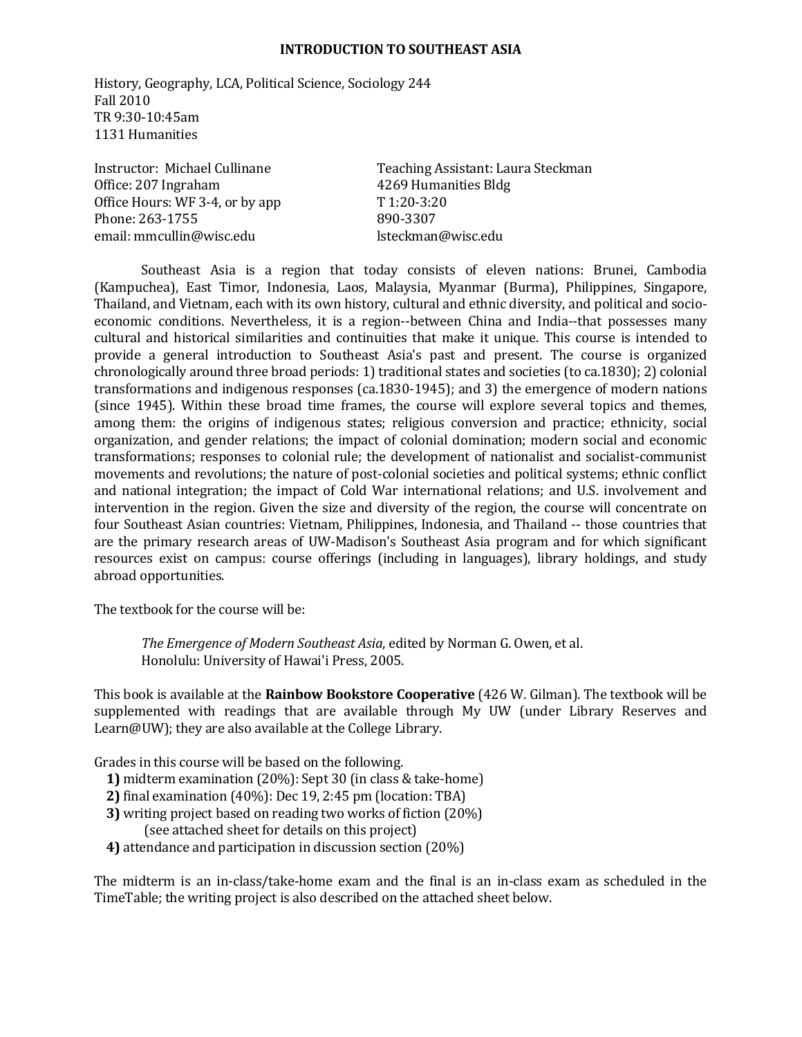# INTRODUCTION TO SOUTHEAST ASIA

History, Geography, LCA, Political Science, Sociology 244
Fall 2010
TR 9:30-10:45am
1131 Humanities

Instructor: Michael Cullinane
Office: 207 Ingraham
Office Hours: WF 3-4, or by app
Phone: 263-1755
email: mmcullin@wisc.edu

Teaching Assistant: Laura Steckman
4269 Humanities Bldg
T 1:20-3:20
890-3307
lsteckman@wisc.edu

Southeast Asia is a region that today consists of eleven nations: Brunei, Cambodia (Kampuchea), East Timor, Indonesia, Laos, Malaysia, Myanmar (Burma), Philippines, Singapore, Thailand, and Vietnam, each with its own history, cultural and ethnic diversity, and political and socio-economic conditions. Nevertheless, it is a region--between China and India--that possesses many cultural and historical similarities and continuities that make it unique. This course is intended to provide a general introduction to Southeast Asia's past and present. The course is organized chronologically around three broad periods: 1) traditional states and societies (to ca.1830); 2) colonial transformations and indigenous responses (ca.1830-1945); and 3) the emergence of modern nations (since 1945). Within these broad time frames, the course will explore several topics and themes, among them: the origins of indigenous states; religious conversion and practice; ethnicity, social organization, and gender relations; the impact of colonial domination; modern social and economic transformations; responses to colonial rule; the development of nationalist and socialist-communist movements and revolutions; the nature of post-colonial societies and political systems; ethnic conflict and national integration; the impact of Cold War international relations; and U.S. involvement and intervention in the region. Given the size and diversity of the region, the course will concentrate on four Southeast Asian countries: Vietnam, Philippines, Indonesia, and Thailand -- those countries that are the primary research areas of UW-Madison's Southeast Asia program and for which significant resources exist on campus: course offerings (including in languages), library holdings, and study abroad opportunities.

The textbook for the course will be:

> *The Emergence of Modern Southeast Asia*, edited by Norman G. Owen, et al.
> Honolulu: University of Hawai'i Press, 2005.

This book is available at the **Rainbow Bookstore Cooperative** (426 W. Gilman). The textbook will be supplemented with readings that are available through My UW (under Library Reserves and Learn@UW); they are also available at the College Library.

Grades in this course will be based on the following.

**1)** midterm examination (20%): Sept 30 (in class & take-home)
**2)** final examination (40%): Dec 19, 2:45 pm (location: TBA)
**3)** writing project based on reading two works of fiction (20%)
   (see attached sheet for details on this project)
**4)** attendance and participation in discussion section (20%)

The midterm is an in-class/take-home exam and the final is an in-class exam as scheduled in the TimeTable; the writing project is also described on the attached sheet below.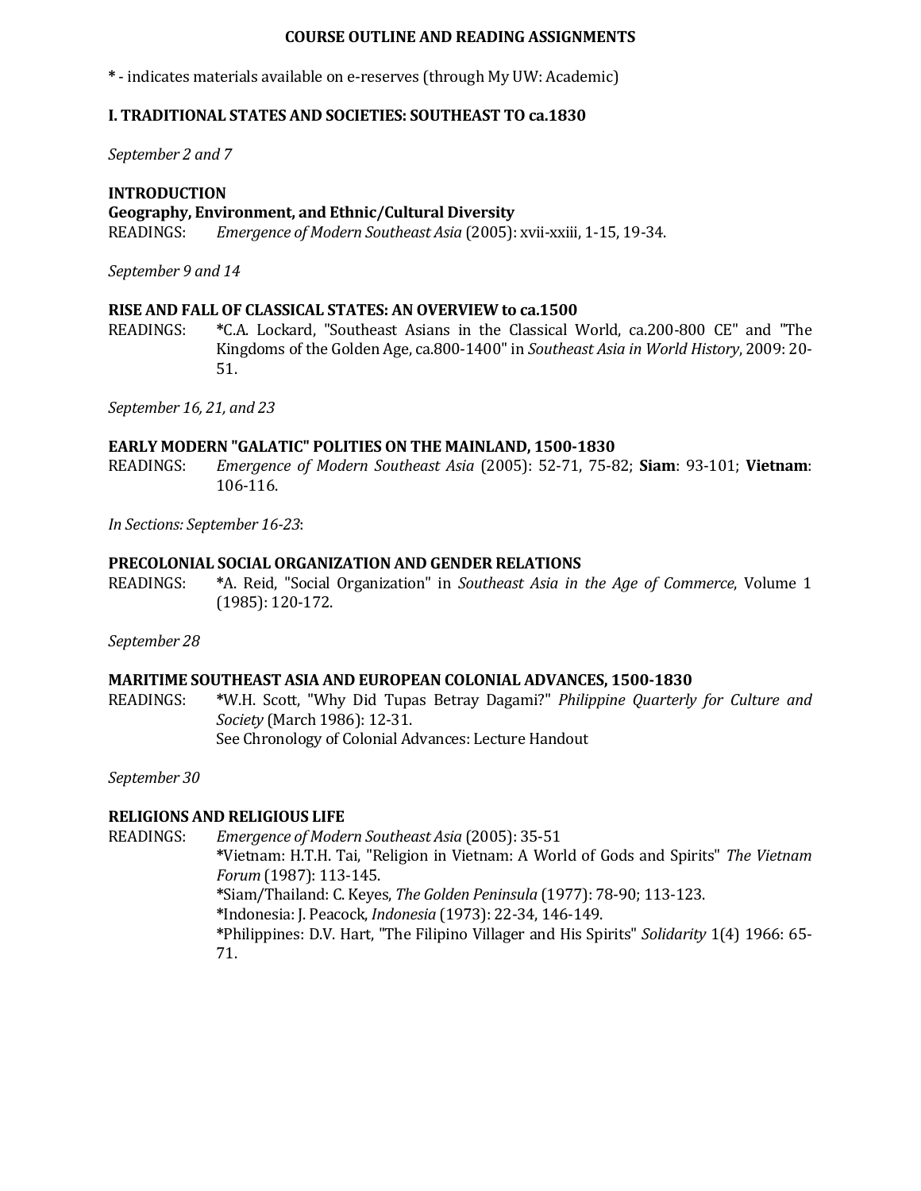# COURSE OUTLINE AND READING ASSIGNMENTS

**\*** - indicates materials available on e-reserves (through My UW: Academic)

## I. TRADITIONAL STATES AND SOCIETIES: SOUTHEAST TO ca.1830

*September 2 and 7*

**INTRODUCTION**
**Geography, Environment, and Ethnic/Cultural Diversity**
READINGS: *Emergence of Modern Southeast Asia* (2005): xvii-xxiii, 1-15, 19-34.

*September 9 and 14*

**RISE AND FALL OF CLASSICAL STATES: AN OVERVIEW to ca.1500**
READINGS: **\***C.A. Lockard, "Southeast Asians in the Classical World, ca.200-800 CE" and "The Kingdoms of the Golden Age, ca.800-1400" in *Southeast Asia in World History*, 2009: 20-51.

*September 16, 21, and 23*

**EARLY MODERN "GALATIC" POLITIES ON THE MAINLAND, 1500-1830**
READINGS: *Emergence of Modern Southeast Asia* (2005): 52-71, 75-82; **Siam**: 93-101; **Vietnam**: 106-116.

*In Sections: September 16-23*:

**PRECOLONIAL SOCIAL ORGANIZATION AND GENDER RELATIONS**
READINGS: **\***A. Reid, "Social Organization" in *Southeast Asia in the Age of Commerce*, Volume 1 (1985): 120-172.

*September 28*

**MARITIME SOUTHEAST ASIA AND EUROPEAN COLONIAL ADVANCES, 1500-1830**
READINGS: **\***W.H. Scott, "Why Did Tupas Betray Dagami?" *Philippine Quarterly for Culture and Society* (March 1986): 12-31.
See Chronology of Colonial Advances: Lecture Handout

*September 30*

**RELIGIONS AND RELIGIOUS LIFE**
READINGS: *Emergence of Modern Southeast Asia* (2005): 35-51
**\***Vietnam: H.T.H. Tai, "Religion in Vietnam: A World of Gods and Spirits" *The Vietnam Forum* (1987): 113-145.
**\***Siam/Thailand: C. Keyes, *The Golden Peninsula* (1977): 78-90; 113-123.
**\***Indonesia: J. Peacock, *Indonesia* (1973): 22-34, 146-149.
**\***Philippines: D.V. Hart, "The Filipino Villager and His Spirits" *Solidarity* 1(4) 1966: 65-71.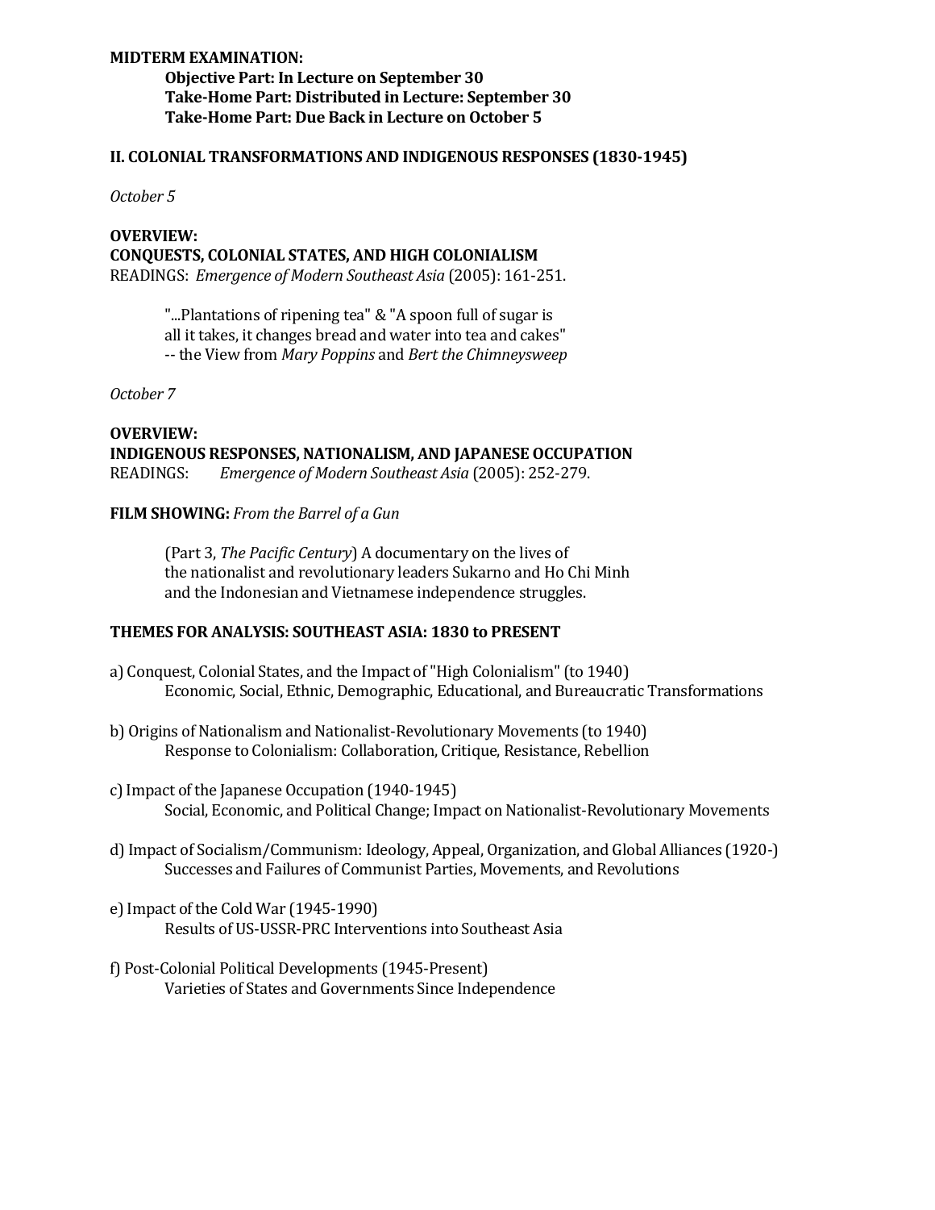**MIDTERM EXAMINATION:**

**Objective Part: In Lecture on September 30**
**Take-Home Part: Distributed in Lecture: September 30**
**Take-Home Part: Due Back in Lecture on October 5**

## II. COLONIAL TRANSFORMATIONS AND INDIGENOUS RESPONSES (1830-1945)

*October 5*

**OVERVIEW:**
**CONQUESTS, COLONIAL STATES, AND HIGH COLONIALISM**
READINGS: *Emergence of Modern Southeast Asia* (2005): 161-251.

> "...Plantations of ripening tea" & "A spoon full of sugar is all it takes, it changes bread and water into tea and cakes"
> -- the View from *Mary Poppins* and *Bert the Chimneysweep*

*October 7*

**OVERVIEW:**
**INDIGENOUS RESPONSES, NATIONALISM, AND JAPANESE OCCUPATION**
READINGS: *Emergence of Modern Southeast Asia* (2005): 252-279.

**FILM SHOWING:** *From the Barrel of a Gun*

> (Part 3, *The Pacific Century*) A documentary on the lives of the nationalist and revolutionary leaders Sukarno and Ho Chi Minh and the Indonesian and Vietnamese independence struggles.

**THEMES FOR ANALYSIS: SOUTHEAST ASIA: 1830 to PRESENT**

a) Conquest, Colonial States, and the Impact of "High Colonialism" (to 1940)
   Economic, Social, Ethnic, Demographic, Educational, and Bureaucratic Transformations

b) Origins of Nationalism and Nationalist-Revolutionary Movements (to 1940)
   Response to Colonialism: Collaboration, Critique, Resistance, Rebellion

c) Impact of the Japanese Occupation (1940-1945)
   Social, Economic, and Political Change; Impact on Nationalist-Revolutionary Movements

d) Impact of Socialism/Communism: Ideology, Appeal, Organization, and Global Alliances (1920-)
   Successes and Failures of Communist Parties, Movements, and Revolutions

e) Impact of the Cold War (1945-1990)
   Results of US-USSR-PRC Interventions into Southeast Asia

f) Post-Colonial Political Developments (1945-Present)
   Varieties of States and Governments Since Independence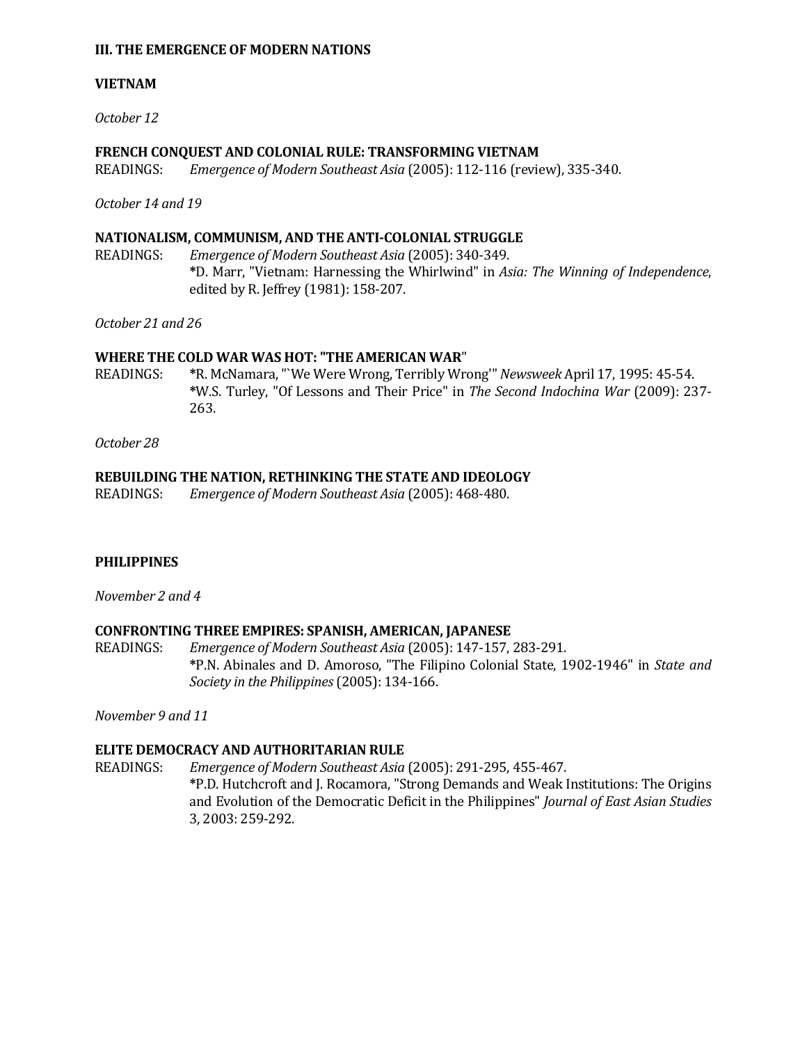**III. THE EMERGENCE OF MODERN NATIONS**

**VIETNAM**

*October 12*

**FRENCH CONQUEST AND COLONIAL RULE: TRANSFORMING VIETNAM**
READINGS: *Emergence of Modern Southeast Asia* (2005): 112-116 (review), 335-340.

*October 14 and 19*

**NATIONALISM, COMMUNISM, AND THE ANTI-COLONIAL STRUGGLE**
READINGS: *Emergence of Modern Southeast Asia* (2005): 340-349.
*D. Marr, "Vietnam: Harnessing the Whirlwind" in *Asia: The Winning of Independence*, edited by R. Jeffrey (1981): 158-207.

*October 21 and 26*

**WHERE THE COLD WAR WAS HOT: "THE AMERICAN WAR"**
READINGS: *R. McNamara, "`We Were Wrong, Terribly Wrong'" *Newsweek* April 17, 1995: 45-54.
*W.S. Turley, "Of Lessons and Their Price" in *The Second Indochina War* (2009): 237-263.

*October 28*

**REBUILDING THE NATION, RETHINKING THE STATE AND IDEOLOGY**
READINGS: *Emergence of Modern Southeast Asia* (2005): 468-480.

**PHILIPPINES**

*November 2 and 4*

**CONFRONTING THREE EMPIRES: SPANISH, AMERICAN, JAPANESE**
READINGS: *Emergence of Modern Southeast Asia* (2005): 147-157, 283-291.
*P.N. Abinales and D. Amoroso, "The Filipino Colonial State, 1902-1946" in *State and Society in the Philippines* (2005): 134-166.

*November 9 and 11*

**ELITE DEMOCRACY AND AUTHORITARIAN RULE**
READINGS: *Emergence of Modern Southeast Asia* (2005): 291-295, 455-467.
*P.D. Hutchcroft and J. Rocamora, "Strong Demands and Weak Institutions: The Origins and Evolution of the Democratic Deficit in the Philippines" *Journal of East Asian Studies* 3, 2003: 259-292.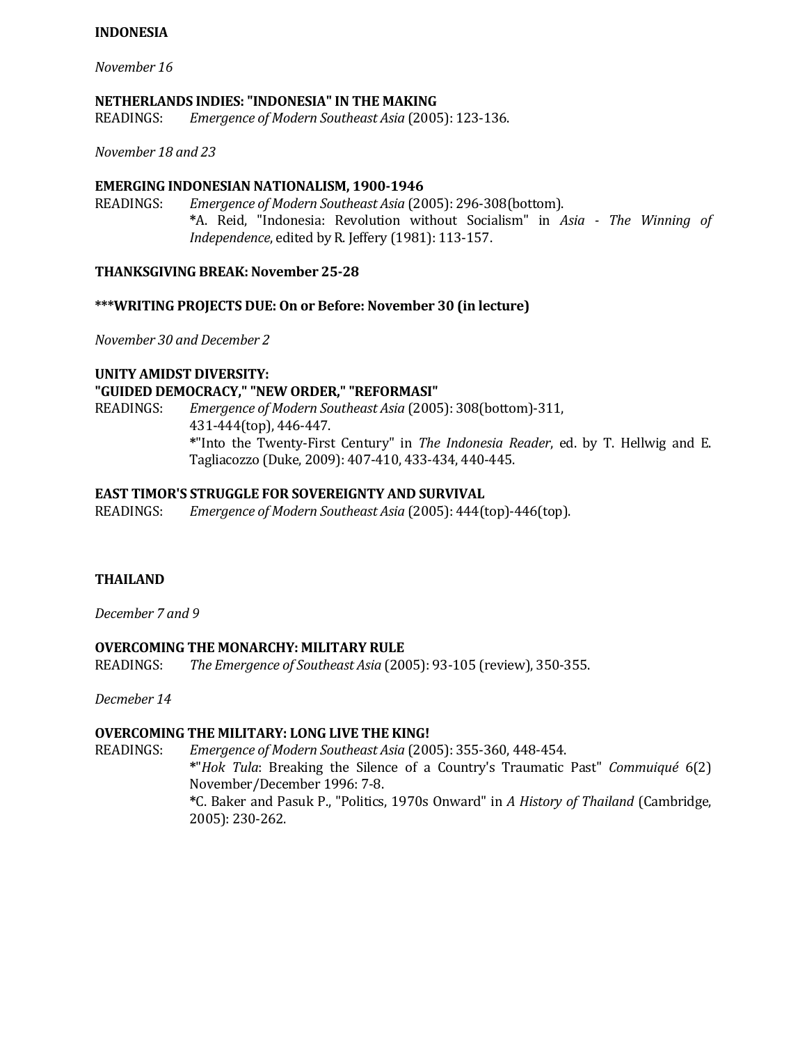**INDONESIA**

*November 16*

**NETHERLANDS INDIES: "INDONESIA" IN THE MAKING**

READINGS: *Emergence of Modern Southeast Asia* (2005): 123-136.

*November 18 and 23*

**EMERGING INDONESIAN NATIONALISM, 1900-1946**

READINGS: *Emergence of Modern Southeast Asia* (2005): 296-308(bottom).
**\***A. Reid, "Indonesia: Revolution without Socialism" in *Asia - The Winning of Independence*, edited by R. Jeffery (1981): 113-157.

**THANKSGIVING BREAK: November 25-28**

**\*\*\*WRITING PROJECTS DUE: On or Before: November 30 (in lecture)**

*November 30 and December 2*

**UNITY AMIDST DIVERSITY:**
**"GUIDED DEMOCRACY," "NEW ORDER," "REFORMASI"**

READINGS: *Emergence of Modern Southeast Asia* (2005): 308(bottom)-311, 431-444(top), 446-447.
**\***"Into the Twenty-First Century" in *The Indonesia Reader*, ed. by T. Hellwig and E. Tagliacozzo (Duke, 2009): 407-410, 433-434, 440-445.

**EAST TIMOR'S STRUGGLE FOR SOVEREIGNTY AND SURVIVAL**

READINGS: *Emergence of Modern Southeast Asia* (2005): 444(top)-446(top).

**THAILAND**

*December 7 and 9*

**OVERCOMING THE MONARCHY: MILITARY RULE**

READINGS: *The Emergence of Southeast Asia* (2005): 93-105 (review), 350-355.

*Decmeber 14*

**OVERCOMING THE MILITARY: LONG LIVE THE KING!**

READINGS: *Emergence of Modern Southeast Asia* (2005): 355-360, 448-454.
**\***"*Hok Tula*: Breaking the Silence of a Country's Traumatic Past" *Commuiqué* 6(2) November/December 1996: 7-8.
**\***C. Baker and Pasuk P., "Politics, 1970s Onward" in *A History of Thailand* (Cambridge, 2005): 230-262.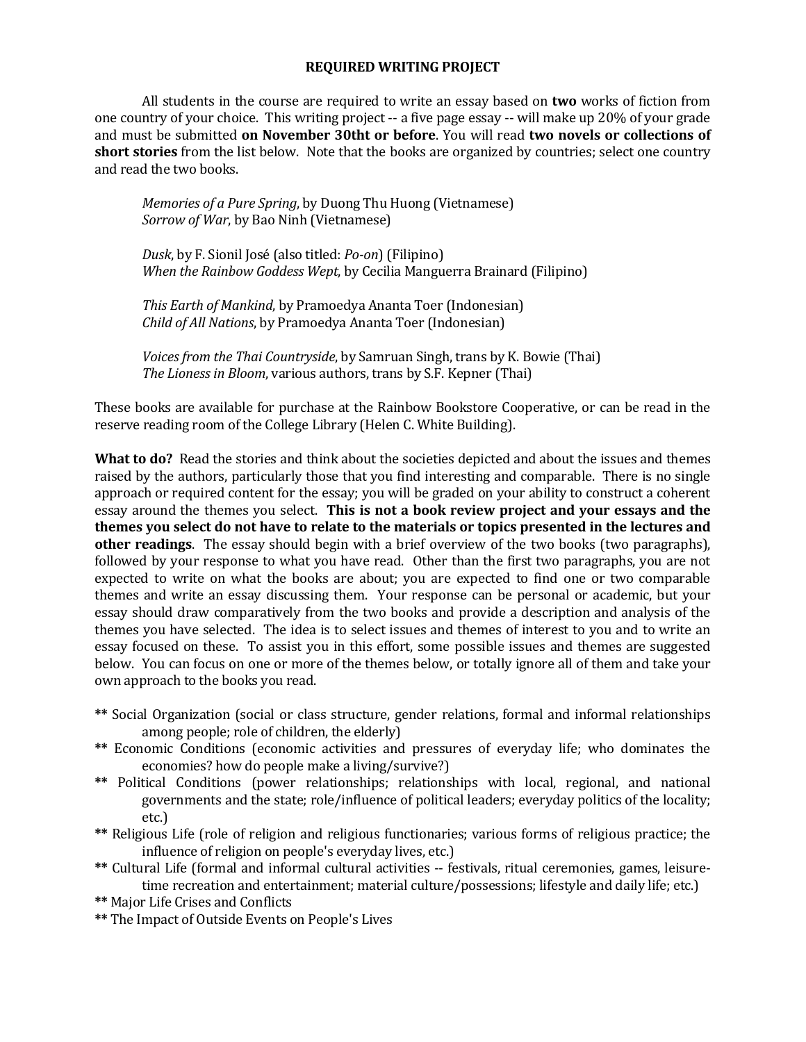**REQUIRED WRITING PROJECT**

All students in the course are required to write an essay based on **two** works of fiction from one country of your choice. This writing project -- a five page essay -- will make up 20% of your grade and must be submitted **on November 30tht or before**. You will read **two novels or collections of short stories** from the list below. Note that the books are organized by countries; select one country and read the two books.

> *Memories of a Pure Spring*, by Duong Thu Huong (Vietnamese)
> *Sorrow of War*, by Bao Ninh (Vietnamese)
>
> *Dusk*, by F. Sionil José (also titled: *Po-on*) (Filipino)
> *When the Rainbow Goddess Wept*, by Cecilia Manguerra Brainard (Filipino)
>
> *This Earth of Mankind*, by Pramoedya Ananta Toer (Indonesian)
> *Child of All Nations*, by Pramoedya Ananta Toer (Indonesian)
>
> *Voices from the Thai Countryside*, by Samruan Singh, trans by K. Bowie (Thai)
> *The Lioness in Bloom*, various authors, trans by S.F. Kepner (Thai)

These books are available for purchase at the Rainbow Bookstore Cooperative, or can be read in the reserve reading room of the College Library (Helen C. White Building).

**What to do?** Read the stories and think about the societies depicted and about the issues and themes raised by the authors, particularly those that you find interesting and comparable. There is no single approach or required content for the essay; you will be graded on your ability to construct a coherent essay around the themes you select. **This is not a book review project and your essays and the themes you select do not have to relate to the materials or topics presented in the lectures and other readings**. The essay should begin with a brief overview of the two books (two paragraphs), followed by your response to what you have read. Other than the first two paragraphs, you are not expected to write on what the books are about; you are expected to find one or two comparable themes and write an essay discussing them. Your response can be personal or academic, but your essay should draw comparatively from the two books and provide a description and analysis of the themes you have selected. The idea is to select issues and themes of interest to you and to write an essay focused on these. To assist you in this effort, some possible issues and themes are suggested below. You can focus on one or more of the themes below, or totally ignore all of them and take your own approach to the books you read.

- ** Social Organization (social or class structure, gender relations, formal and informal relationships among people; role of children, the elderly)
- ** Economic Conditions (economic activities and pressures of everyday life; who dominates the economies? how do people make a living/survive?)
- ** Political Conditions (power relationships; relationships with local, regional, and national governments and the state; role/influence of political leaders; everyday politics of the locality; etc.)
- ** Religious Life (role of religion and religious functionaries; various forms of religious practice; the influence of religion on people's everyday lives, etc.)
- ** Cultural Life (formal and informal cultural activities -- festivals, ritual ceremonies, games, leisure-time recreation and entertainment; material culture/possessions; lifestyle and daily life; etc.)
- ** Major Life Crises and Conflicts
- ** The Impact of Outside Events on People's Lives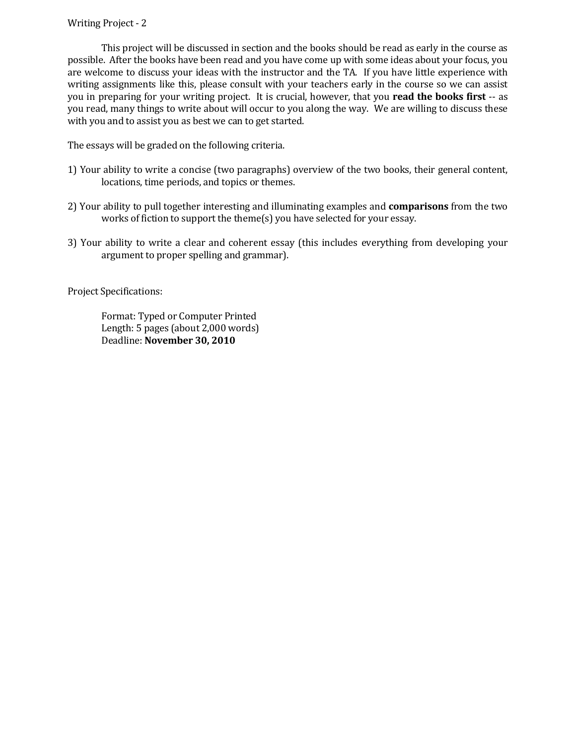Writing Project - 2

This project will be discussed in section and the books should be read as early in the course as possible. After the books have been read and you have come up with some ideas about your focus, you are welcome to discuss your ideas with the instructor and the TA. If you have little experience with writing assignments like this, please consult with your teachers early in the course so we can assist you in preparing for your writing project. It is crucial, however, that you **read the books first** -- as you read, many things to write about will occur to you along the way. We are willing to discuss these with you and to assist you as best we can to get started.

The essays will be graded on the following criteria.

1) Your ability to write a concise (two paragraphs) overview of the two books, their general content, locations, time periods, and topics or themes.

2) Your ability to pull together interesting and illuminating examples and **comparisons** from the two works of fiction to support the theme(s) you have selected for your essay.

3) Your ability to write a clear and coherent essay (this includes everything from developing your argument to proper spelling and grammar).

Project Specifications:

Format: Typed or Computer Printed
Length: 5 pages (about 2,000 words)
Deadline: **November 30, 2010**